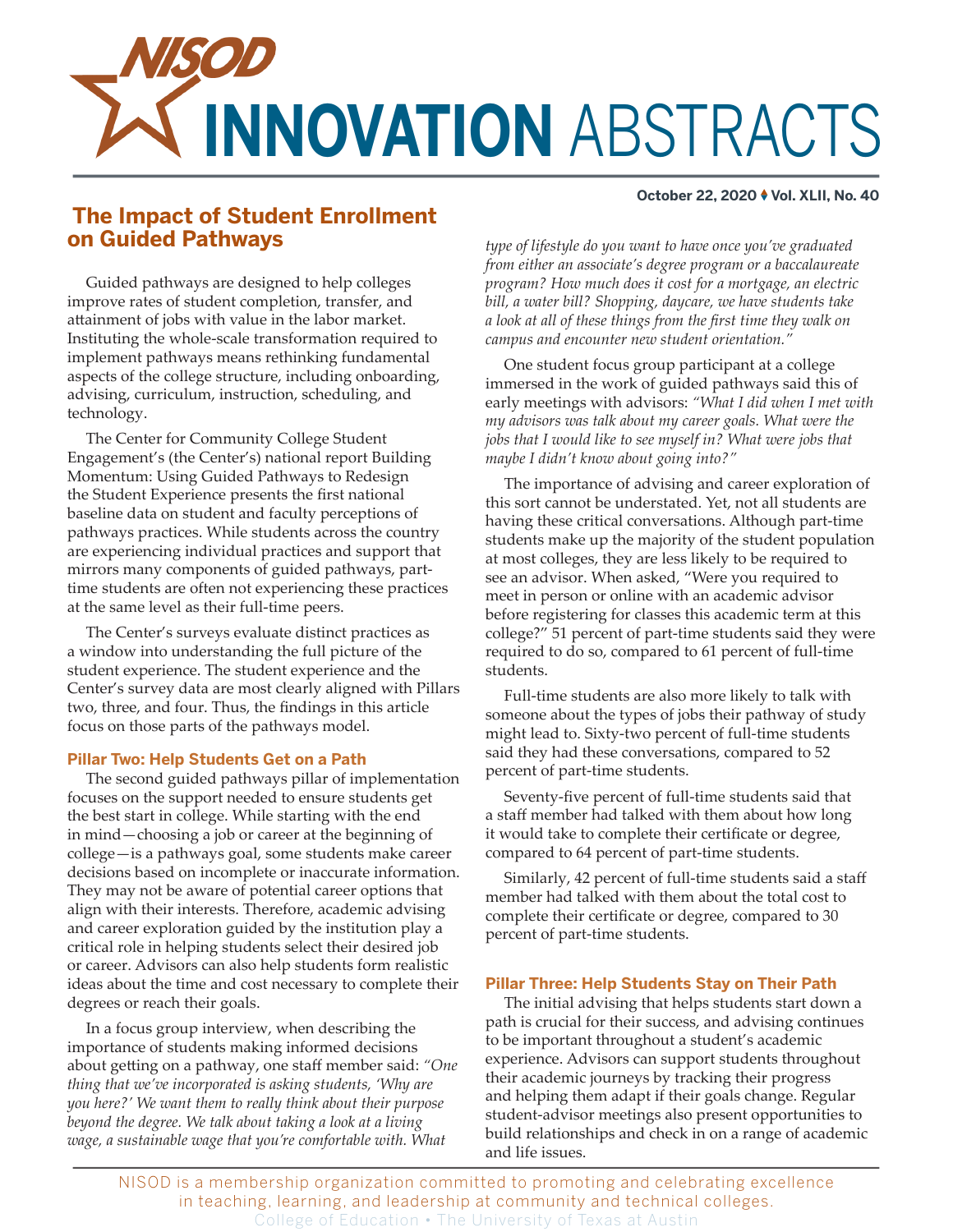# The Impact of Student Enrollment on Guided Pathways

Guided pathways are designed to help colleges improve rates of student completion, transfer, and attainment of jobs with value in the labor market. Instituting the whole-scale transformation required to implement pathways means rethinking fundamental aspects of the college structure, including onboarding, advising, curriculum, instruction, scheduling, and technology.

The Center for Community College Student Engagement's (the Center's) national report Building Momentum: Using Guided Pathways to Redesign the Student Experience presents the first national baseline data on student and faculty perceptions of pathways practices. While students across the country are experiencing individual practices and support that mirrors many components of guided pathways, part-time students are often not experiencing these practices at the same level as their full-time peers.

The Center's surveys evaluate distinct practices as a window into understanding the full picture of the student experience. The student experience and the Center's survey data are most clearly aligned with Pillars two, three, and four. Thus, the findings in this article focus on those parts of the pathways model.

## Pillar Two: Help Students Get on a Path

The second guided pathways pillar of implementation focuses on the support needed to ensure students get the best start in college. While starting with the end in mind—choosing a job or career at the beginning of college—is a pathways goal, some students make career decisions based on incomplete or inaccurate information. They may not be aware of potential career options that align with their interests. Therefore, academic advising and career exploration guided by the institution play a critical role in helping students select their desired job or career. Advisors can also help students form realistic ideas about the time and cost necessary to complete their degrees or reach their goals.

In a focus group interview, when describing the importance of students making informed decisions about getting on a pathway, one staff member said: *"One thing that we've incorporated is asking students, 'Why are you here?' We want them to really think about their purpose beyond the degree. We talk about taking a look at a living wage, a sustainable wage that you're comfortable with. What type of lifestyle do you want to have once you've graduated from either an associate's degree program or a baccalaureate program? How much does it cost for a mortgage, an electric bill, a water bill? Shopping, daycare, we have students take a look at all of these things from the first time they walk on campus and encounter new student orientation."*

One student focus group participant at a college immersed in the work of guided pathways said this of early meetings with advisors: *"What I did when I met with my advisors was talk about my career goals. What were the jobs that I would like to see myself in? What were jobs that maybe I didn't know about going into?"*

The importance of advising and career exploration of this sort cannot be understated. Yet, not all students are having these critical conversations. Although part-time students make up the majority of the student population at most colleges, they are less likely to be required to see an advisor. When asked, "Were you required to meet in person or online with an academic advisor before registering for classes this academic term at this college?" 51 percent of part-time students said they were required to do so, compared to 61 percent of full-time students.

Full-time students are also more likely to talk with someone about the types of jobs their pathway of study might lead to. Sixty-two percent of full-time students said they had these conversations, compared to 52 percent of part-time students.

Seventy-five percent of full-time students said that a staff member had talked with them about how long it would take to complete their certificate or degree, compared to 64 percent of part-time students.

Similarly, 42 percent of full-time students said a staff member had talked with them about the total cost to complete their certificate or degree, compared to 30 percent of part-time students.

## Pillar Three: Help Students Stay on Their Path

The initial advising that helps students start down a path is crucial for their success, and advising continues to be important throughout a student's academic experience. Advisors can support students throughout their academic journeys by tracking their progress and helping them adapt if their goals change. Regular student-advisor meetings also present opportunities to build relationships and check in on a range of academic and life issues.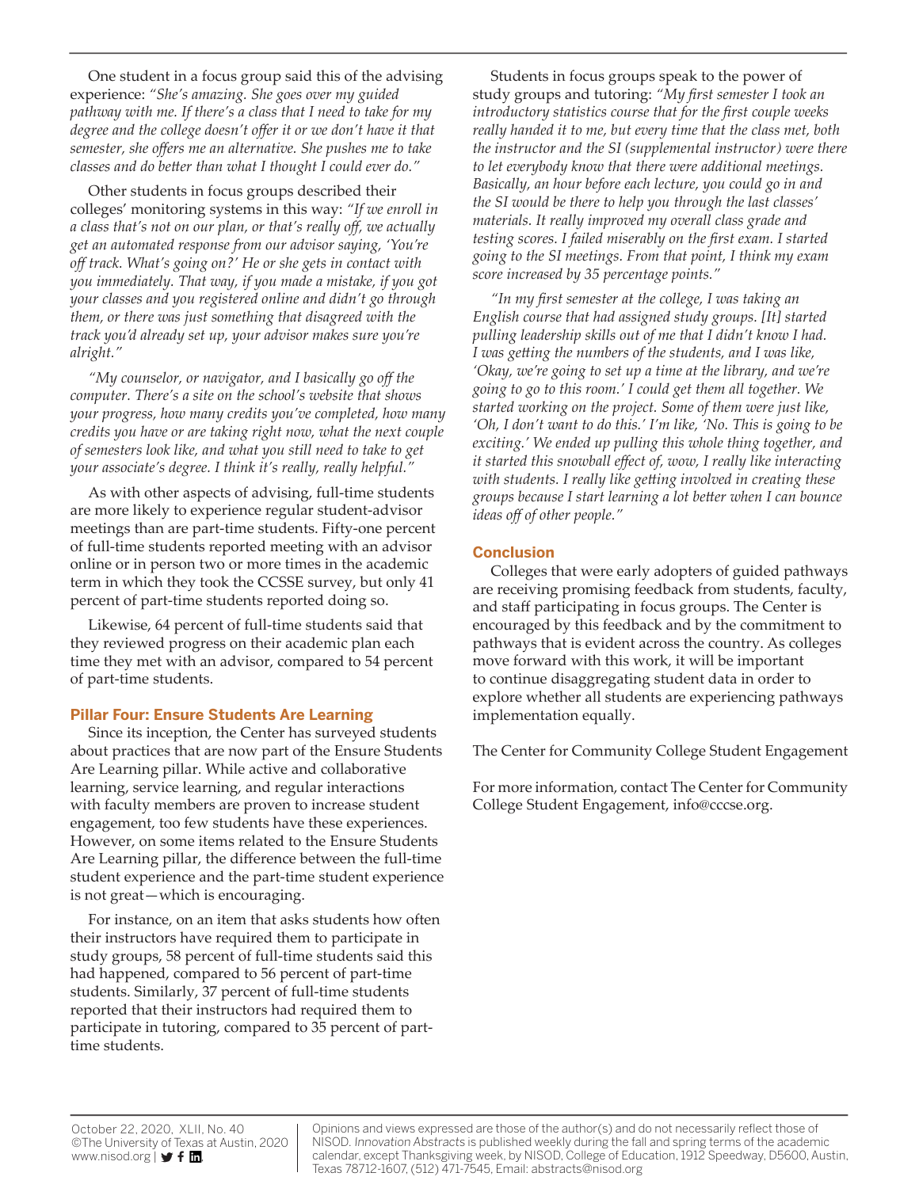One student in a focus group said this of the advising experience: *"She's amazing. She goes over my guided pathway with me. If there's a class that I need to take for my degree and the college doesn't offer it or we don't have it that semester, she offers me an alternative. She pushes me to take classes and do better than what I thought I could ever do."*

Other students in focus groups described their colleges' monitoring systems in this way: *"If we enroll in a class that's not on our plan, or that's really off, we actually get an automated response from our advisor saying, 'You're off track. What's going on?' He or she gets in contact with you immediately. That way, if you made a mistake, if you got your classes and you registered online and didn't go through them, or there was just something that disagreed with the track you'd already set up, your advisor makes sure you're alright."*

*"My counselor, or navigator, and I basically go off the computer. There's a site on the school's website that shows your progress, how many credits you've completed, how many credits you have or are taking right now, what the next couple of semesters look like, and what you still need to take to get your associate's degree. I think it's really, really helpful."*

As with other aspects of advising, full-time students are more likely to experience regular student-advisor meetings than are part-time students. Fifty-one percent of full-time students reported meeting with an advisor online or in person two or more times in the academic term in which they took the CCSSE survey, but only 41 percent of part-time students reported doing so.

Likewise, 64 percent of full-time students said that they reviewed progress on their academic plan each time they met with an advisor, compared to 54 percent of part-time students.

### Pillar Four: Ensure Students Are Learning

Since its inception, the Center has surveyed students about practices that are now part of the Ensure Students Are Learning pillar. While active and collaborative learning, service learning, and regular interactions with faculty members are proven to increase student engagement, too few students have these experiences. However, on some items related to the Ensure Students Are Learning pillar, the difference between the full-time student experience and the part-time student experience is not great—which is encouraging.

For instance, on an item that asks students how often their instructors have required them to participate in study groups, 58 percent of full-time students said this had happened, compared to 56 percent of part-time students. Similarly, 37 percent of full-time students reported that their instructors had required them to participate in tutoring, compared to 35 percent of part-time students.

Students in focus groups speak to the power of study groups and tutoring: *"My first semester I took an introductory statistics course that for the first couple weeks really handed it to me, but every time that the class met, both the instructor and the SI (supplemental instructor) were there to let everybody know that there were additional meetings. Basically, an hour before each lecture, you could go in and the SI would be there to help you through the last classes' materials. It really improved my overall class grade and testing scores. I failed miserably on the first exam. I started going to the SI meetings. From that point, I think my exam score increased by 35 percentage points."*

*"In my first semester at the college, I was taking an English course that had assigned study groups. [It] started pulling leadership skills out of me that I didn't know I had. I was getting the numbers of the students, and I was like, 'Okay, we're going to set up a time at the library, and we're going to go to this room.' I could get them all together. We started working on the project. Some of them were just like, 'Oh, I don't want to do this.' I'm like, 'No. This is going to be exciting.' We ended up pulling this whole thing together, and it started this snowball effect of, wow, I really like interacting with students. I really like getting involved in creating these groups because I start learning a lot better when I can bounce ideas off of other people."*

### Conclusion

Colleges that were early adopters of guided pathways are receiving promising feedback from students, faculty, and staff participating in focus groups. The Center is encouraged by this feedback and by the commitment to pathways that is evident across the country. As colleges move forward with this work, it will be important to continue disaggregating student data in order to explore whether all students are experiencing pathways implementation equally.

The Center for Community College Student Engagement

For more information, contact The Center for Community College Student Engagement, info@cccse.org.

October 22, 2020, XLII, No. 40
©The University of Texas at Austin, 2020
www.nisod.org

Opinions and views expressed are those of the author(s) and do not necessarily reflect those of NISOD. *Innovation Abstracts* is published weekly during the fall and spring terms of the academic calendar, except Thanksgiving week, by NISOD, College of Education, 1912 Speedway, D5600, Austin, Texas 78712-1607, (512) 471-7545, Email: abstracts@nisod.org